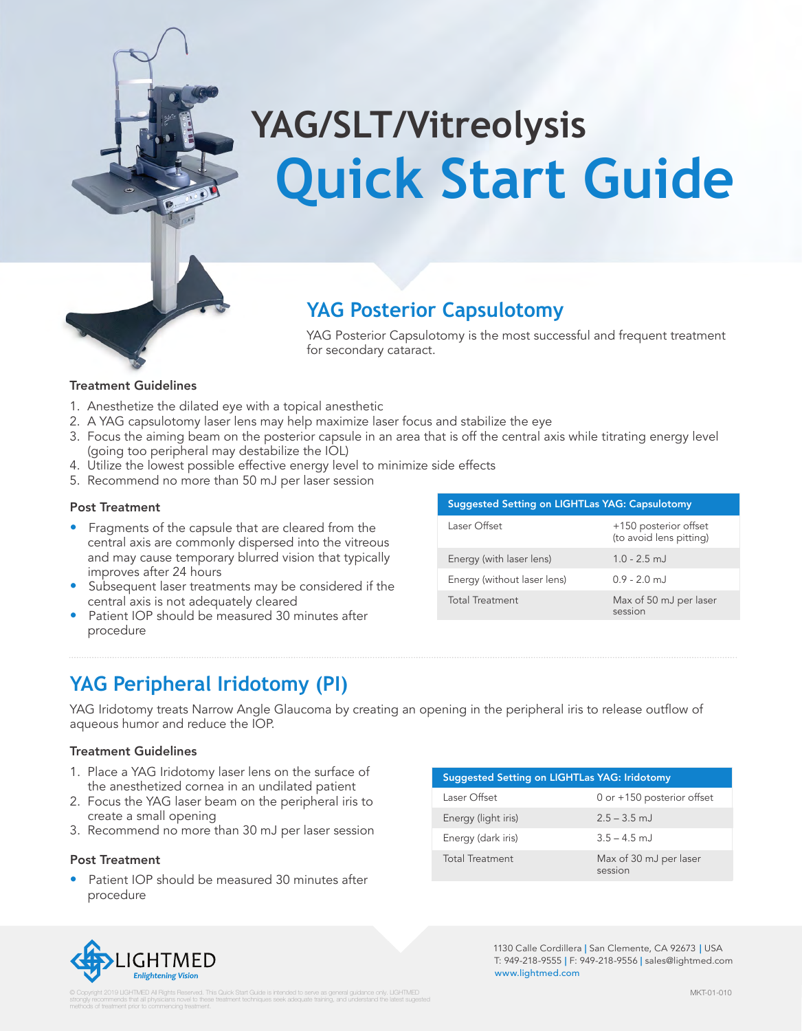# YAG/SLT/Vitreolysis

# Quick Start Guide

## YAG Posterior Capsulotomy

YAG Posterior Capsulotomy is the most successful and frequent treatment for secondary cataract.

### Treatment Guidelines

1. Anesthetize the dilated eye with a topical anesthetic
2. A YAG capsulotomy laser lens may help maximize laser focus and stabilize the eye
3. Focus the aiming beam on the posterior capsule in an area that is off the central axis while titrating energy level (going too peripheral may destabilize the IOL)
4. Utilize the lowest possible effective energy level to minimize side effects
5. Recommend no more than 50 mJ per laser session

### Post Treatment

- Fragments of the capsule that are cleared from the central axis are commonly dispersed into the vitreous and may cause temporary blurred vision that typically improves after 24 hours
- Subsequent laser treatments may be considered if the central axis is not adequately cleared
- Patient IOP should be measured 30 minutes after procedure

| Suggested Setting on LIGHTLas YAG: Capsulotomy | |
|---|---|
| Laser Offset | +150 posterior offset (to avoid lens pitting) |
| Energy (with laser lens) | 1.0 - 2.5 mJ |
| Energy (without laser lens) | 0.9 - 2.0 mJ |
| Total Treatment | Max of 50 mJ per laser session |

## YAG Peripheral Iridotomy (PI)

YAG Iridotomy treats Narrow Angle Glaucoma by creating an opening in the peripheral iris to release outflow of aqueous humor and reduce the IOP.

### Treatment Guidelines

1. Place a YAG Iridotomy laser lens on the surface of the anesthetized cornea in an undilated patient
2. Focus the YAG laser beam on the peripheral iris to create a small opening
3. Recommend no more than 30 mJ per laser session

### Post Treatment

- Patient IOP should be measured 30 minutes after procedure

| Suggested Setting on LIGHTLas YAG: Iridotomy | |
|---|---|
| Laser Offset | 0 or +150 posterior offset |
| Energy (light iris) | 2.5 – 3.5 mJ |
| Energy (dark iris) | 3.5 – 4.5 mJ |
| Total Treatment | Max of 30 mJ per laser session |

LIGHTMED *Enlightening Vision*

1130 Calle Cordillera | San Clemente, CA 92673 | USA
T: 949-218-9555 | F: 949-218-9556 | sales@lightmed.com
www.lightmed.com

© Copyright 2019 LIGHTMED All Rights Reserved. This Quick Start Guide is intended to serve as general guidance only. LIGHTMED strongly recommends that all physicians novel to these treatment techniques seek adequate training, and understand the latest suggested methods of treatment prior to commencing treatment.

MKT-01-010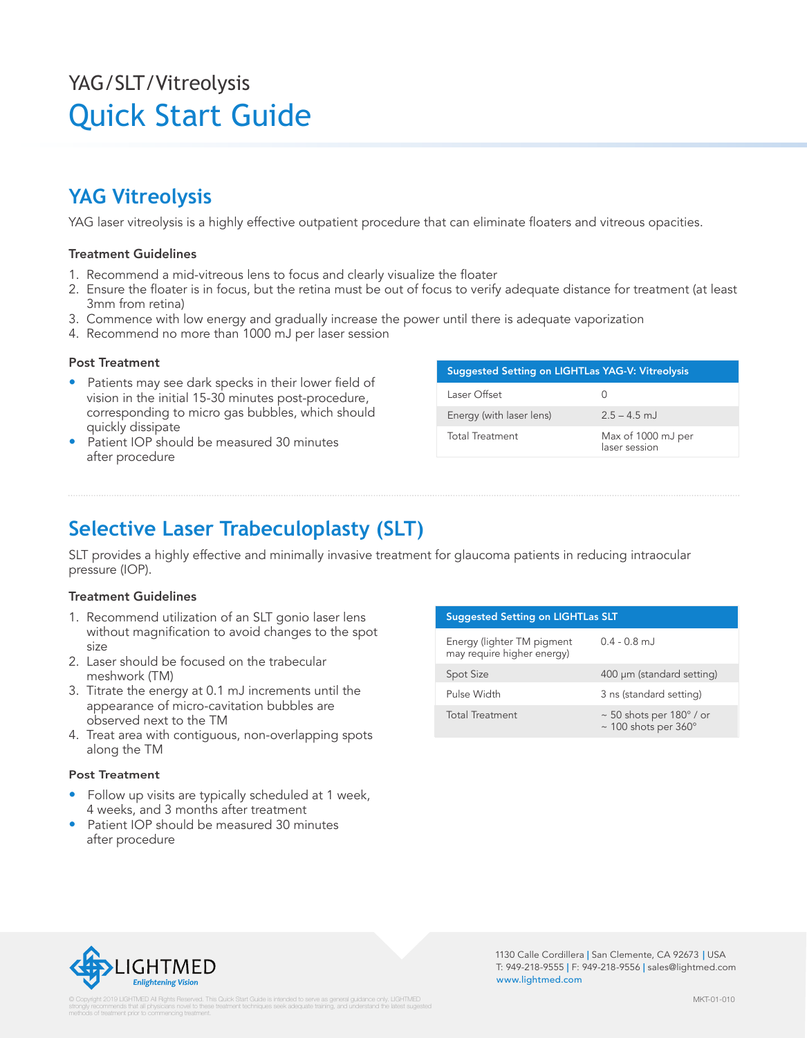YAG / SLT / Vitreolysis

# Quick Start Guide

## YAG Vitreolysis

YAG laser vitreolysis is a highly effective outpatient procedure that can eliminate floaters and vitreous opacities.

### Treatment Guidelines

1. Recommend a mid-vitreous lens to focus and clearly visualize the floater
2. Ensure the floater is in focus, but the retina must be out of focus to verify adequate distance for treatment (at least 3mm from retina)
3. Commence with low energy and gradually increase the power until there is adequate vaporization
4. Recommend no more than 1000 mJ per laser session

### Post Treatment

- Patients may see dark specks in their lower field of vision in the initial 15-30 minutes post-procedure, corresponding to micro gas bubbles, which should quickly dissipate
- Patient IOP should be measured 30 minutes after procedure

| Suggested Setting on LIGHTLas YAG-V: Vitreolysis | |
|---|---|
| Laser Offset | 0 |
| Energy (with laser lens) | 2.5 – 4.5 mJ |
| Total Treatment | Max of 1000 mJ per laser session |

## Selective Laser Trabeculoplasty (SLT)

SLT provides a highly effective and minimally invasive treatment for glaucoma patients in reducing intraocular pressure (IOP).

### Treatment Guidelines

1. Recommend utilization of an SLT gonio laser lens without magnification to avoid changes to the spot size
2. Laser should be focused on the trabecular meshwork (TM)
3. Titrate the energy at 0.1 mJ increments until the appearance of micro-cavitation bubbles are observed next to the TM
4. Treat area with contiguous, non-overlapping spots along the TM

### Post Treatment

- Follow up visits are typically scheduled at 1 week, 4 weeks, and 3 months after treatment
- Patient IOP should be measured 30 minutes after procedure

| Suggested Setting on LIGHTLas SLT | |
|---|---|
| Energy (lighter TM pigment may require higher energy) | 0.4 - 0.8 mJ |
| Spot Size | 400 µm (standard setting) |
| Pulse Width | 3 ns (standard setting) |
| Total Treatment | ~ 50 shots per 180° / or ~ 100 shots per 360° |

LIGHTMED
*Enlightening Vision*

1130 Calle Cordillera | San Clemente, CA 92673 | USA
T: 949-218-9555 | F: 949-218-9556 | sales@lightmed.com
www.lightmed.com

© Copyright 2019 LIGHTMED All Rights Reserved. This Quick Start Guide is intended to serve as general guidance only. LIGHTMED strongly recommends that all physicians novel to these treatment techniques seek adequate training, and understand the latest suggested methods of treatment prior to commencing treatment.

MKT-01-010